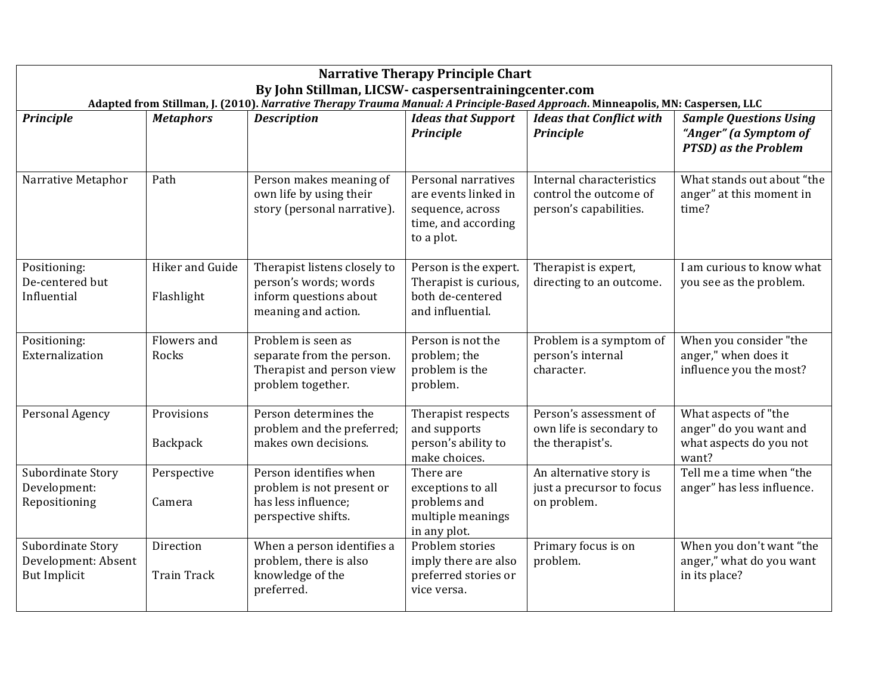# Narrative Therapy Principle Chart

## By John Stillman, LICSW- caspersentrainingcenter.com

**Adapted from Stillman, J. (2010). *Narrative Therapy Trauma Manual: A Principle-Based Approach*. Minneapolis, MN: Caspersen, LLC**

| *Principle* | *Metaphors* | *Description* | *Ideas that Support Principle* | *Ideas that Conflict with Principle* | *Sample Questions Using "Anger" (a Symptom of PTSD) as the Problem* |
|---|---|---|---|---|---|
| Narrative Metaphor | Path | Person makes meaning of own life by using their story (personal narrative). | Personal narratives are events linked in sequence, across time, and according to a plot. | Internal characteristics control the outcome of person's capabilities. | What stands out about "the anger" at this moment in time? |
| Positioning: De-centered but Influential | Hiker and Guide<br><br>Flashlight | Therapist listens closely to person's words; words inform questions about meaning and action. | Person is the expert. Therapist is curious, both de-centered and influential. | Therapist is expert, directing to an outcome. | I am curious to know what you see as the problem. |
| Positioning: Externalization | Flowers and Rocks | Problem is seen as separate from the person. Therapist and person view problem together. | Person is not the problem; the problem is the problem. | Problem is a symptom of person's internal character. | When you consider "the anger," when does it influence you the most? |
| Personal Agency | Provisions<br><br>Backpack | Person determines the problem and the preferred; makes own decisions. | Therapist respects and supports person's ability to make choices. | Person's assessment of own life is secondary to the therapist's. | What aspects of "the anger" do you want and what aspects do you not want? |
| Subordinate Story Development: Repositioning | Perspective<br><br>Camera | Person identifies when problem is not present or has less influence; perspective shifts. | There are exceptions to all problems and multiple meanings in any plot. | An alternative story is just a precursor to focus on problem. | Tell me a time when "the anger" has less influence. |
| Subordinate Story Development: Absent But Implicit | Direction<br><br>Train Track | When a person identifies a problem, there is also knowledge of the preferred. | Problem stories imply there are also preferred stories or vice versa. | Primary focus is on problem. | When you don't want "the anger," what do you want in its place? |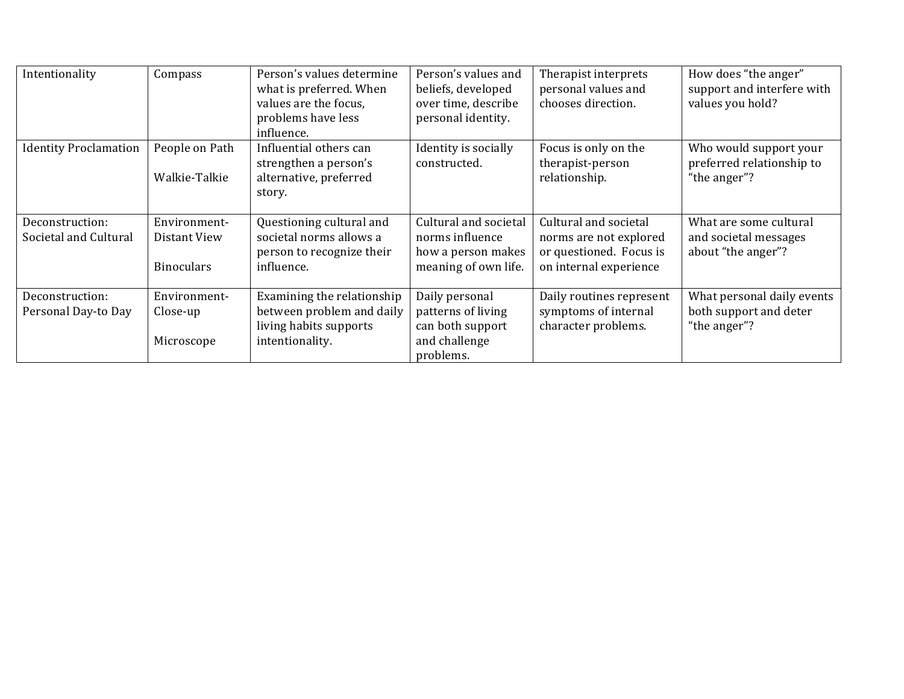| | | | | | |
|---|---|---|---|---|---|
| Intentionality | Compass | Person's values determine what is preferred. When values are the focus, problems have less influence. | Person's values and beliefs, developed over time, describe personal identity. | Therapist interprets personal values and chooses direction. | How does "the anger" support and interfere with values you hold? |
| Identity Proclamation | People on Path<br><br>Walkie-Talkie | Influential others can strengthen a person's alternative, preferred story. | Identity is socially constructed. | Focus is only on the therapist-person relationship. | Who would support your preferred relationship to "the anger"? |
| Deconstruction: Societal and Cultural | Environment-Distant View<br><br>Binoculars | Questioning cultural and societal norms allows a person to recognize their influence. | Cultural and societal norms influence how a person makes meaning of own life. | Cultural and societal norms are not explored or questioned. Focus is on internal experience | What are some cultural and societal messages about "the anger"? |
| Deconstruction: Personal Day-to Day | Environment-Close-up<br><br>Microscope | Examining the relationship between problem and daily living habits supports intentionality. | Daily personal patterns of living can both support and challenge problems. | Daily routines represent symptoms of internal character problems. | What personal daily events both support and deter "the anger"? |